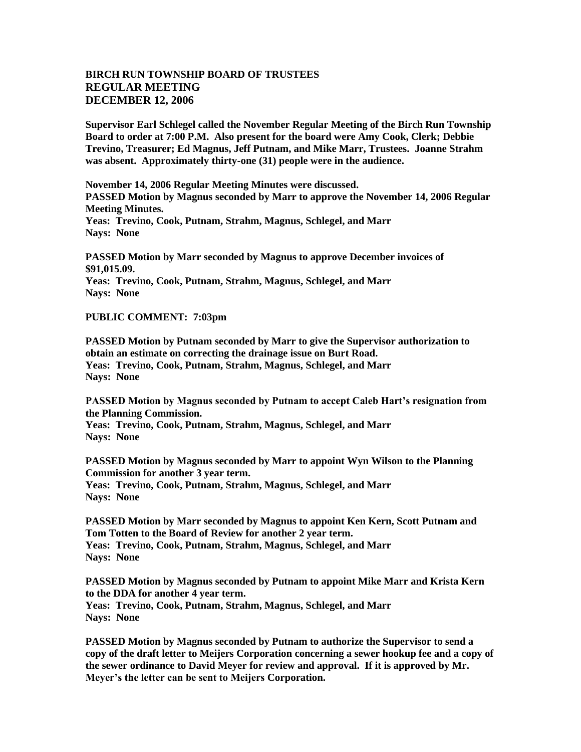**BIRCH RUN TOWNSHIP BOARD OF TRUSTEES**
**REGULAR MEETING**
**DECEMBER 12, 2006**

**Supervisor Earl Schlegel called the November Regular Meeting of the Birch Run Township Board to order at 7:00 P.M. Also present for the board were Amy Cook, Clerk; Debbie Trevino, Treasurer; Ed Magnus, Jeff Putnam, and Mike Marr, Trustees. Joanne Strahm was absent. Approximately thirty-one (31) people were in the audience.**

**November 14, 2006 Regular Meeting Minutes were discussed.**
**PASSED Motion by Magnus seconded by Marr to approve the November 14, 2006 Regular Meeting Minutes.**
**Yeas: Trevino, Cook, Putnam, Strahm, Magnus, Schlegel, and Marr**
**Nays: None**

**PASSED Motion by Marr seconded by Magnus to approve December invoices of $91,015.09.**
**Yeas: Trevino, Cook, Putnam, Strahm, Magnus, Schlegel, and Marr**
**Nays: None**

**PUBLIC COMMENT: 7:03pm**

**PASSED Motion by Putnam seconded by Marr to give the Supervisor authorization to obtain an estimate on correcting the drainage issue on Burt Road.**
**Yeas: Trevino, Cook, Putnam, Strahm, Magnus, Schlegel, and Marr**
**Nays: None**

**PASSED Motion by Magnus seconded by Putnam to accept Caleb Hart's resignation from the Planning Commission.**
**Yeas: Trevino, Cook, Putnam, Strahm, Magnus, Schlegel, and Marr**
**Nays: None**

**PASSED Motion by Magnus seconded by Marr to appoint Wyn Wilson to the Planning Commission for another 3 year term.**
**Yeas: Trevino, Cook, Putnam, Strahm, Magnus, Schlegel, and Marr**
**Nays: None**

**PASSED Motion by Marr seconded by Magnus to appoint Ken Kern, Scott Putnam and Tom Totten to the Board of Review for another 2 year term.**
**Yeas: Trevino, Cook, Putnam, Strahm, Magnus, Schlegel, and Marr**
**Nays: None**

**PASSED Motion by Magnus seconded by Putnam to appoint Mike Marr and Krista Kern to the DDA for another 4 year term.**
**Yeas: Trevino, Cook, Putnam, Strahm, Magnus, Schlegel, and Marr**
**Nays: None**

**PASSED Motion by Magnus seconded by Putnam to authorize the Supervisor to send a copy of the draft letter to Meijers Corporation concerning a sewer hookup fee and a copy of the sewer ordinance to David Meyer for review and approval. If it is approved by Mr. Meyer's the letter can be sent to Meijers Corporation.**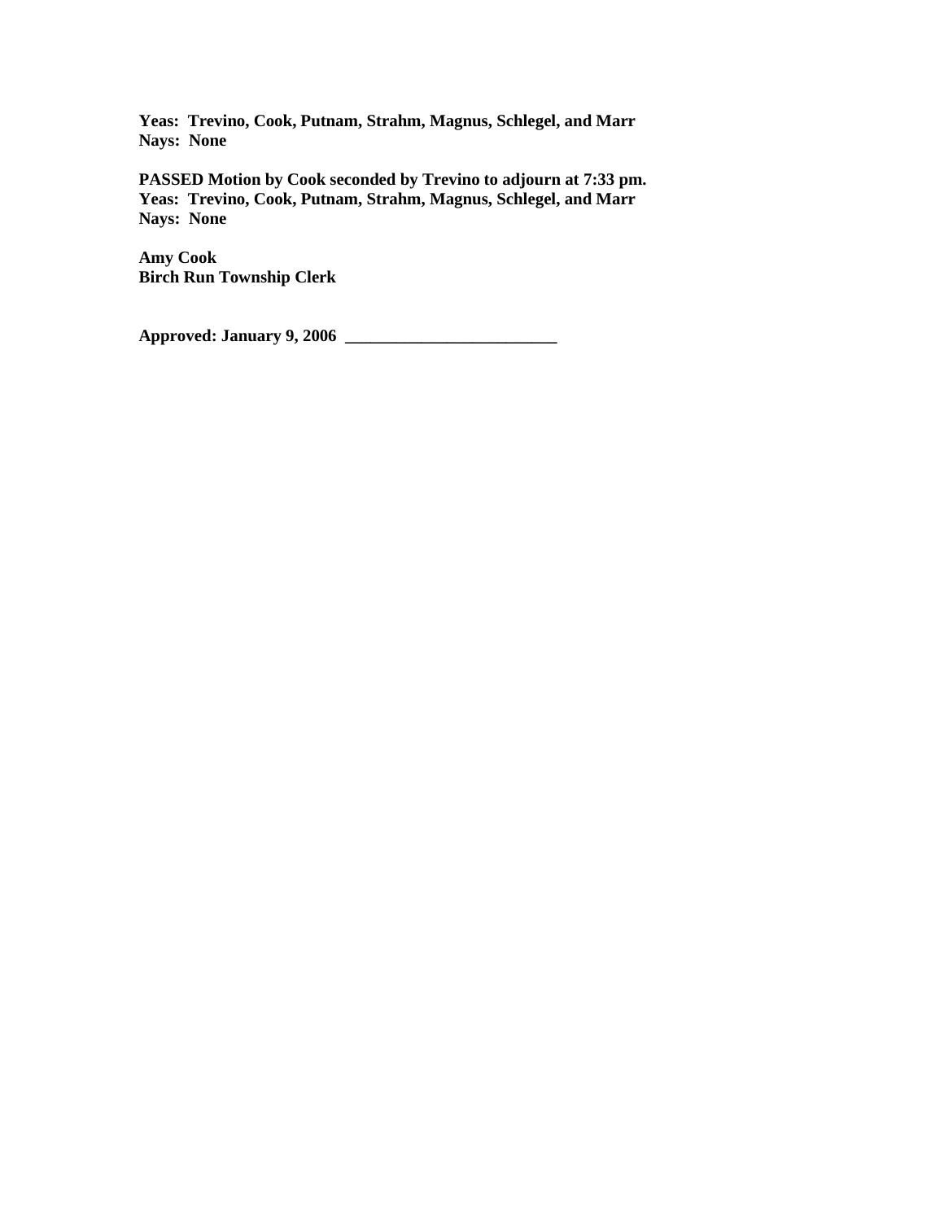**Yeas: Trevino, Cook, Putnam, Strahm, Magnus, Schlegel, and Marr**
**Nays: None**

**PASSED Motion by Cook seconded by Trevino to adjourn at 7:33 pm.**
**Yeas: Trevino, Cook, Putnam, Strahm, Magnus, Schlegel, and Marr**
**Nays: None**

**Amy Cook**
**Birch Run Township Clerk**

**Approved: January 9, 2006 _________________________**